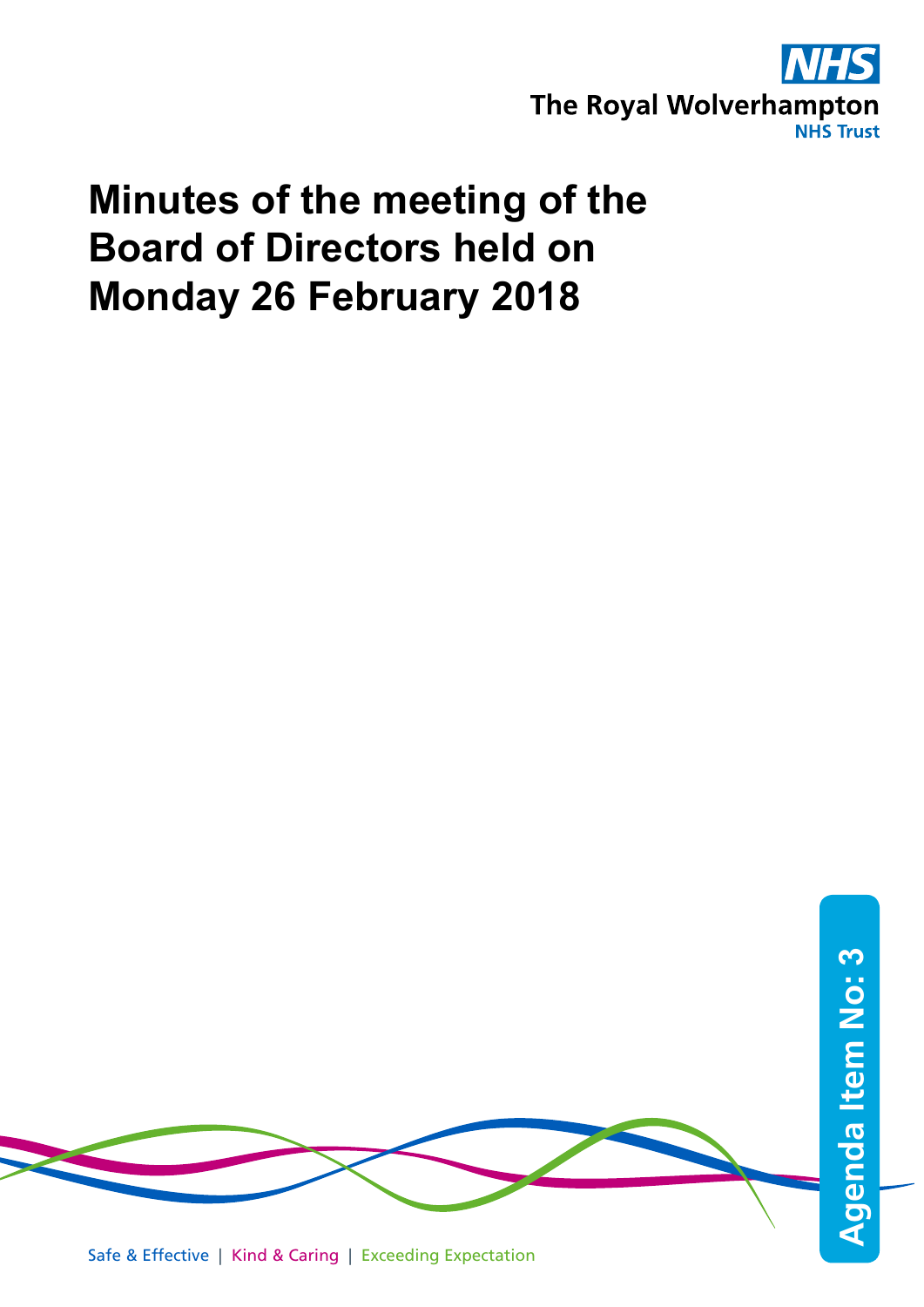NHS

The Royal Wolverhampton NHS Trust

# Minutes of the meeting of the Board of Directors held on Monday 26 February 2018

Agenda Item No: 3

Safe & Effective | Kind & Caring | Exceeding Expectation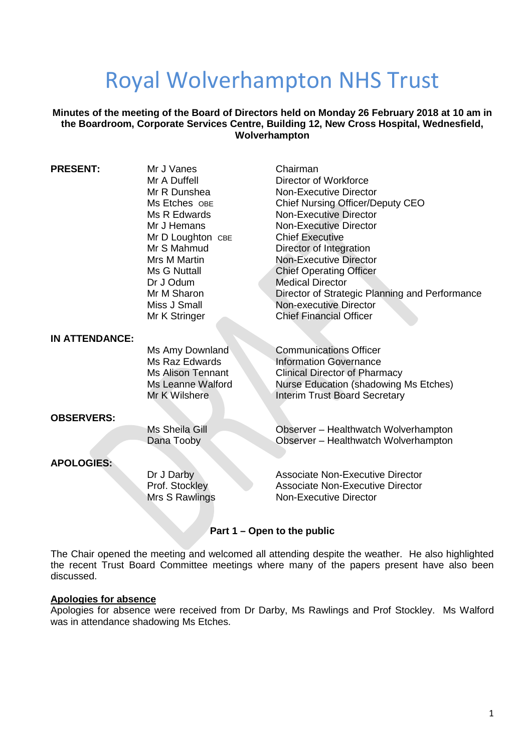# Royal Wolverhampton NHS Trust

**Minutes of the meeting of the Board of Directors held on Monday 26 February 2018 at 10 am in the Boardroom, Corporate Services Centre, Building 12, New Cross Hospital, Wednesfield, Wolverhampton**

| | | |
|---|---|---|
| **PRESENT:** | Mr J Vanes | Chairman |
| | Mr A Duffell | Director of Workforce |
| | Mr R Dunshea | Non-Executive Director |
| | Ms Etches OBE | Chief Nursing Officer/Deputy CEO |
| | Ms R Edwards | Non-Executive Director |
| | Mr J Hemans | Non-Executive Director |
| | Mr D Loughton CBE | Chief Executive |
| | Mr S Mahmud | Director of Integration |
| | Mrs M Martin | Non-Executive Director |
| | Ms G Nuttall | Chief Operating Officer |
| | Dr J Odum | Medical Director |
| | Mr M Sharon | Director of Strategic Planning and Performance |
| | Miss J Small | Non-executive Director |
| | Mr K Stringer | Chief Financial Officer |
| **IN ATTENDANCE:** | | |
| | Ms Amy Downland | Communications Officer |
| | Ms Raz Edwards | Information Governance |
| | Ms Alison Tennant | Clinical Director of Pharmacy |
| | Ms Leanne Walford | Nurse Education (shadowing Ms Etches) |
| | Mr K Wilshere | Interim Trust Board Secretary |
| **OBSERVERS:** | | |
| | Ms Sheila Gill | Observer – Healthwatch Wolverhampton |
| | Dana Tooby | Observer – Healthwatch Wolverhampton |
| **APOLOGIES:** | | |
| | Dr J Darby | Associate Non-Executive Director |
| | Prof. Stockley | Associate Non-Executive Director |
| | Mrs S Rawlings | Non-Executive Director |

**Part 1 – Open to the public**

The Chair opened the meeting and welcomed all attending despite the weather. He also highlighted the recent Trust Board Committee meetings where many of the papers present have also been discussed.

**Apologies for absence**

Apologies for absence were received from Dr Darby, Ms Rawlings and Prof Stockley. Ms Walford was in attendance shadowing Ms Etches.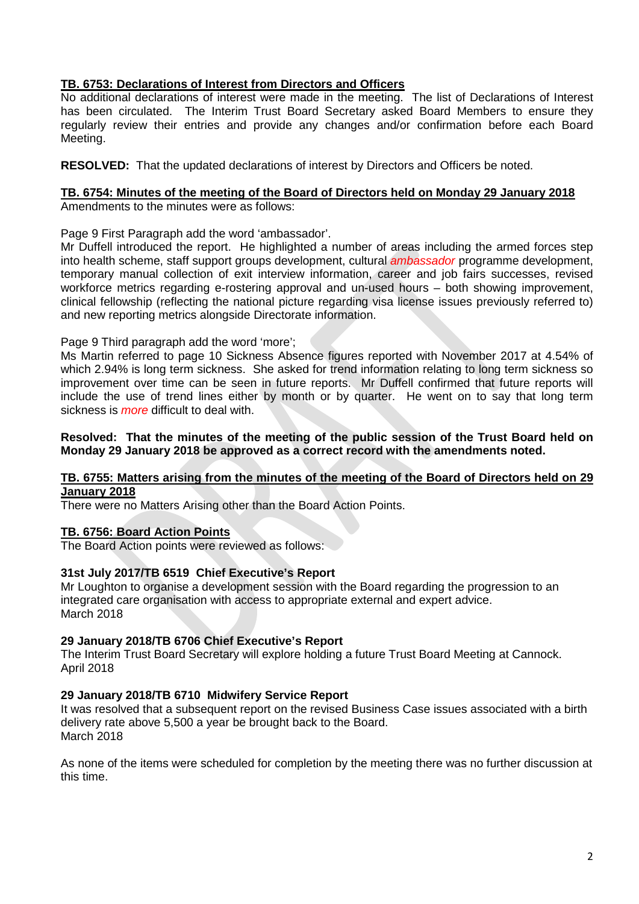**TB. 6753: Declarations of Interest from Directors and Officers**

No additional declarations of interest were made in the meeting. The list of Declarations of Interest has been circulated. The Interim Trust Board Secretary asked Board Members to ensure they regularly review their entries and provide any changes and/or confirmation before each Board Meeting.

**RESOLVED:** That the updated declarations of interest by Directors and Officers be noted.

**TB. 6754: Minutes of the meeting of the Board of Directors held on Monday 29 January 2018**

Amendments to the minutes were as follows:

Page 9 First Paragraph add the word 'ambassador'.
Mr Duffell introduced the report. He highlighted a number of areas including the armed forces step into health scheme, staff support groups development, cultural *ambassador* programme development, temporary manual collection of exit interview information, career and job fairs successes, revised workforce metrics regarding e-rostering approval and un-used hours – both showing improvement, clinical fellowship (reflecting the national picture regarding visa license issues previously referred to) and new reporting metrics alongside Directorate information.

Page 9 Third paragraph add the word 'more';
Ms Martin referred to page 10 Sickness Absence figures reported with November 2017 at 4.54% of which 2.94% is long term sickness. She asked for trend information relating to long term sickness so improvement over time can be seen in future reports. Mr Duffell confirmed that future reports will include the use of trend lines either by month or by quarter. He went on to say that long term sickness is *more* difficult to deal with.

**Resolved: That the minutes of the meeting of the public session of the Trust Board held on Monday 29 January 2018 be approved as a correct record with the amendments noted.**

**TB. 6755: Matters arising from the minutes of the meeting of the Board of Directors held on 29 January 2018**

There were no Matters Arising other than the Board Action Points.

**TB. 6756: Board Action Points**

The Board Action points were reviewed as follows:

**31st July 2017/TB 6519 Chief Executive's Report**
Mr Loughton to organise a development session with the Board regarding the progression to an integrated care organisation with access to appropriate external and expert advice.
March 2018

**29 January 2018/TB 6706 Chief Executive's Report**
The Interim Trust Board Secretary will explore holding a future Trust Board Meeting at Cannock.
April 2018

**29 January 2018/TB 6710 Midwifery Service Report**
It was resolved that a subsequent report on the revised Business Case issues associated with a birth delivery rate above 5,500 a year be brought back to the Board.
March 2018

As none of the items were scheduled for completion by the meeting there was no further discussion at this time.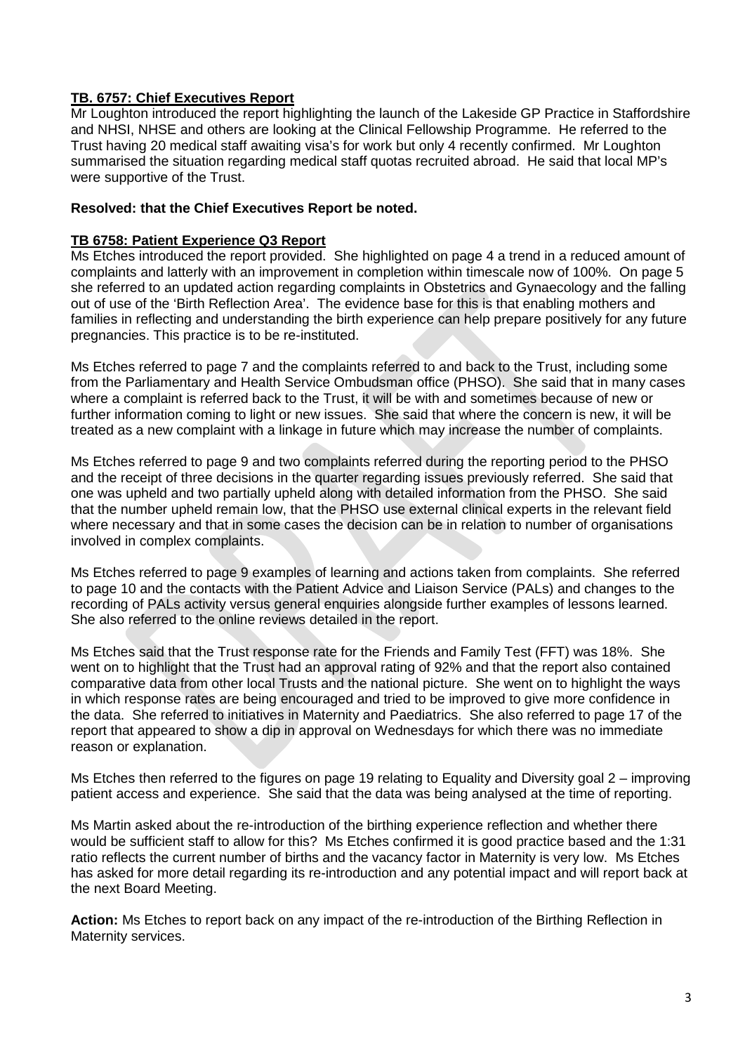**TB. 6757: Chief Executives Report**

Mr Loughton introduced the report highlighting the launch of the Lakeside GP Practice in Staffordshire and NHSI, NHSE and others are looking at the Clinical Fellowship Programme. He referred to the Trust having 20 medical staff awaiting visa's for work but only 4 recently confirmed. Mr Loughton summarised the situation regarding medical staff quotas recruited abroad. He said that local MP's were supportive of the Trust.

**Resolved: that the Chief Executives Report be noted.**

**TB 6758: Patient Experience Q3 Report**

Ms Etches introduced the report provided. She highlighted on page 4 a trend in a reduced amount of complaints and latterly with an improvement in completion within timescale now of 100%. On page 5 she referred to an updated action regarding complaints in Obstetrics and Gynaecology and the falling out of use of the 'Birth Reflection Area'. The evidence base for this is that enabling mothers and families in reflecting and understanding the birth experience can help prepare positively for any future pregnancies. This practice is to be re-instituted.

Ms Etches referred to page 7 and the complaints referred to and back to the Trust, including some from the Parliamentary and Health Service Ombudsman office (PHSO). She said that in many cases where a complaint is referred back to the Trust, it will be with and sometimes because of new or further information coming to light or new issues. She said that where the concern is new, it will be treated as a new complaint with a linkage in future which may increase the number of complaints.

Ms Etches referred to page 9 and two complaints referred during the reporting period to the PHSO and the receipt of three decisions in the quarter regarding issues previously referred. She said that one was upheld and two partially upheld along with detailed information from the PHSO. She said that the number upheld remain low, that the PHSO use external clinical experts in the relevant field where necessary and that in some cases the decision can be in relation to number of organisations involved in complex complaints.

Ms Etches referred to page 9 examples of learning and actions taken from complaints. She referred to page 10 and the contacts with the Patient Advice and Liaison Service (PALs) and changes to the recording of PALs activity versus general enquiries alongside further examples of lessons learned. She also referred to the online reviews detailed in the report.

Ms Etches said that the Trust response rate for the Friends and Family Test (FFT) was 18%. She went on to highlight that the Trust had an approval rating of 92% and that the report also contained comparative data from other local Trusts and the national picture. She went on to highlight the ways in which response rates are being encouraged and tried to be improved to give more confidence in the data. She referred to initiatives in Maternity and Paediatrics. She also referred to page 17 of the report that appeared to show a dip in approval on Wednesdays for which there was no immediate reason or explanation.

Ms Etches then referred to the figures on page 19 relating to Equality and Diversity goal 2 – improving patient access and experience. She said that the data was being analysed at the time of reporting.

Ms Martin asked about the re-introduction of the birthing experience reflection and whether there would be sufficient staff to allow for this? Ms Etches confirmed it is good practice based and the 1:31 ratio reflects the current number of births and the vacancy factor in Maternity is very low. Ms Etches has asked for more detail regarding its re-introduction and any potential impact and will report back at the next Board Meeting.

**Action:** Ms Etches to report back on any impact of the re-introduction of the Birthing Reflection in Maternity services.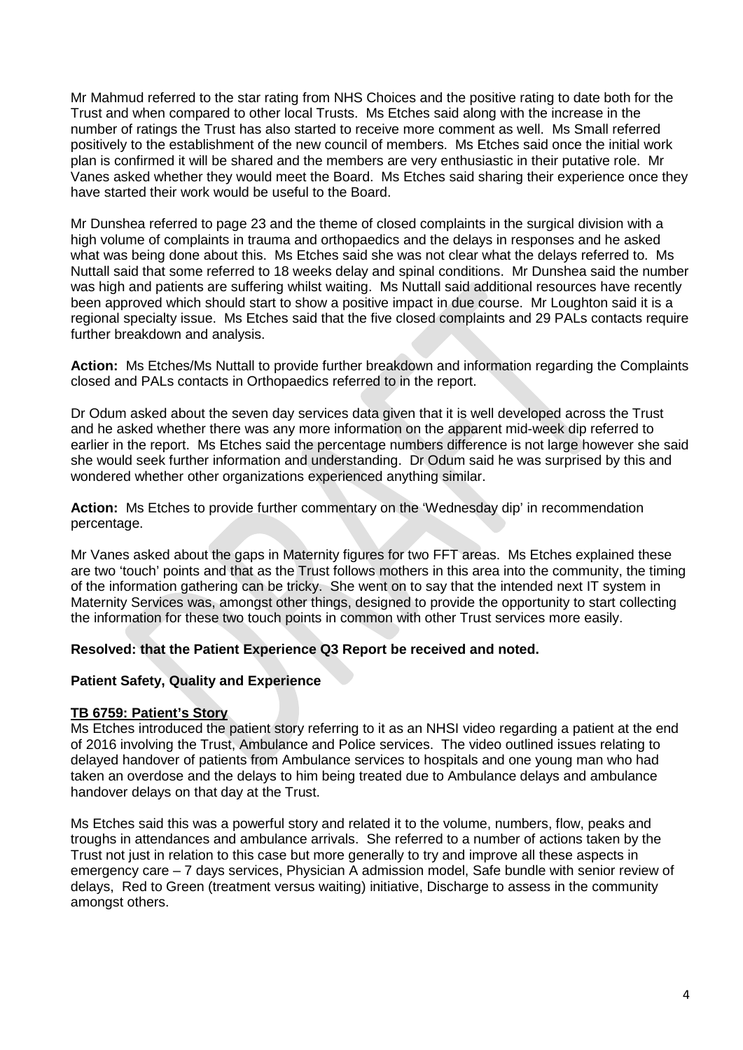Mr Mahmud referred to the star rating from NHS Choices and the positive rating to date both for the Trust and when compared to other local Trusts. Ms Etches said along with the increase in the number of ratings the Trust has also started to receive more comment as well. Ms Small referred positively to the establishment of the new council of members. Ms Etches said once the initial work plan is confirmed it will be shared and the members are very enthusiastic in their putative role. Mr Vanes asked whether they would meet the Board. Ms Etches said sharing their experience once they have started their work would be useful to the Board.

Mr Dunshea referred to page 23 and the theme of closed complaints in the surgical division with a high volume of complaints in trauma and orthopaedics and the delays in responses and he asked what was being done about this. Ms Etches said she was not clear what the delays referred to. Ms Nuttall said that some referred to 18 weeks delay and spinal conditions. Mr Dunshea said the number was high and patients are suffering whilst waiting. Ms Nuttall said additional resources have recently been approved which should start to show a positive impact in due course. Mr Loughton said it is a regional specialty issue. Ms Etches said that the five closed complaints and 29 PALs contacts require further breakdown and analysis.

**Action:** Ms Etches/Ms Nuttall to provide further breakdown and information regarding the Complaints closed and PALs contacts in Orthopaedics referred to in the report.

Dr Odum asked about the seven day services data given that it is well developed across the Trust and he asked whether there was any more information on the apparent mid-week dip referred to earlier in the report. Ms Etches said the percentage numbers difference is not large however she said she would seek further information and understanding. Dr Odum said he was surprised by this and wondered whether other organizations experienced anything similar.

**Action:** Ms Etches to provide further commentary on the 'Wednesday dip' in recommendation percentage.

Mr Vanes asked about the gaps in Maternity figures for two FFT areas. Ms Etches explained these are two 'touch' points and that as the Trust follows mothers in this area into the community, the timing of the information gathering can be tricky. She went on to say that the intended next IT system in Maternity Services was, amongst other things, designed to provide the opportunity to start collecting the information for these two touch points in common with other Trust services more easily.

**Resolved: that the Patient Experience Q3 Report be received and noted.**

**Patient Safety, Quality and Experience**

**TB 6759: Patient's Story**

Ms Etches introduced the patient story referring to it as an NHSI video regarding a patient at the end of 2016 involving the Trust, Ambulance and Police services. The video outlined issues relating to delayed handover of patients from Ambulance services to hospitals and one young man who had taken an overdose and the delays to him being treated due to Ambulance delays and ambulance handover delays on that day at the Trust.

Ms Etches said this was a powerful story and related it to the volume, numbers, flow, peaks and troughs in attendances and ambulance arrivals. She referred to a number of actions taken by the Trust not just in relation to this case but more generally to try and improve all these aspects in emergency care – 7 days services, Physician A admission model, Safe bundle with senior review of delays, Red to Green (treatment versus waiting) initiative, Discharge to assess in the community amongst others.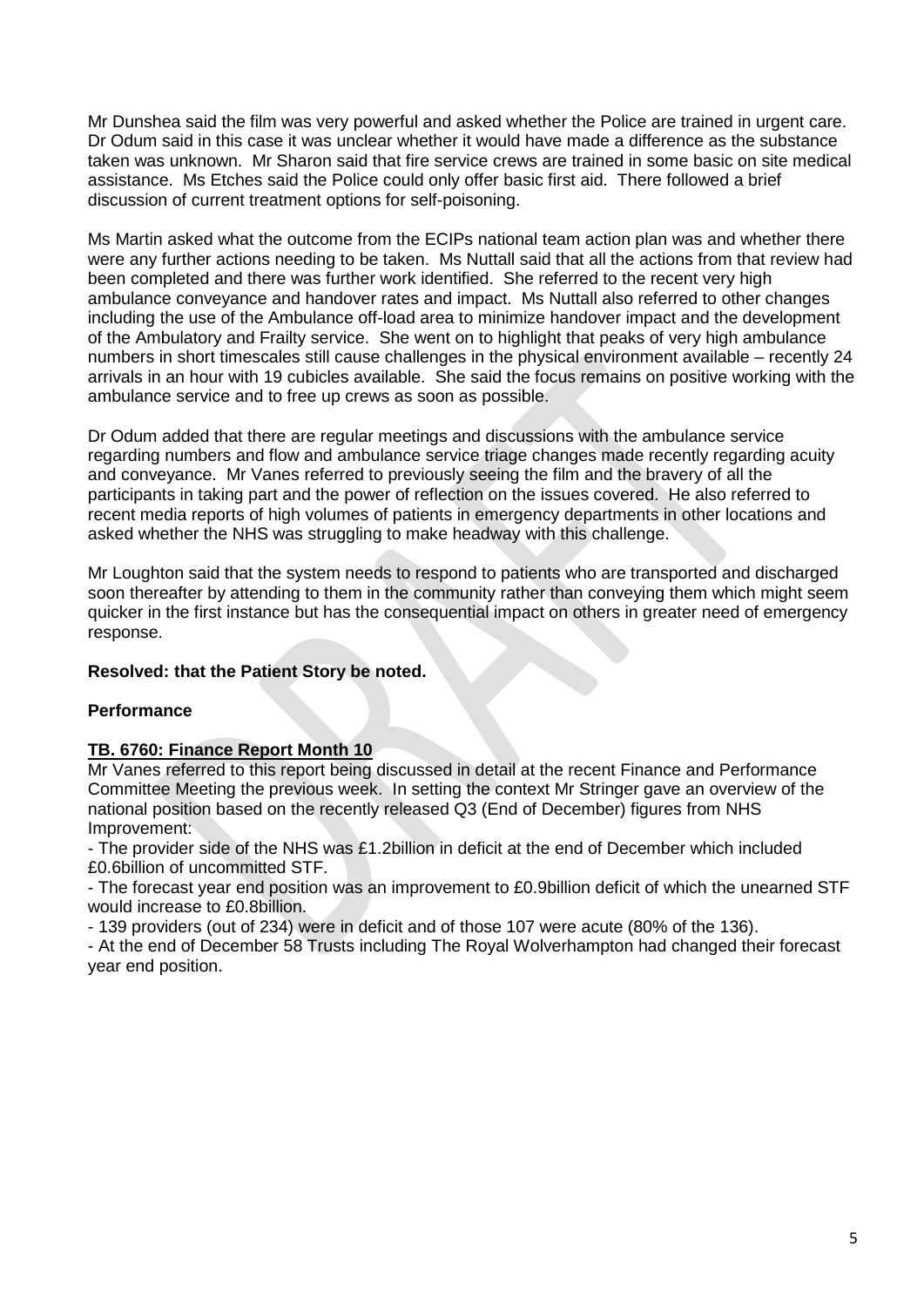Mr Dunshea said the film was very powerful and asked whether the Police are trained in urgent care. Dr Odum said in this case it was unclear whether it would have made a difference as the substance taken was unknown. Mr Sharon said that fire service crews are trained in some basic on site medical assistance. Ms Etches said the Police could only offer basic first aid. There followed a brief discussion of current treatment options for self-poisoning.

Ms Martin asked what the outcome from the ECIPs national team action plan was and whether there were any further actions needing to be taken. Ms Nuttall said that all the actions from that review had been completed and there was further work identified. She referred to the recent very high ambulance conveyance and handover rates and impact. Ms Nuttall also referred to other changes including the use of the Ambulance off-load area to minimize handover impact and the development of the Ambulatory and Frailty service. She went on to highlight that peaks of very high ambulance numbers in short timescales still cause challenges in the physical environment available – recently 24 arrivals in an hour with 19 cubicles available. She said the focus remains on positive working with the ambulance service and to free up crews as soon as possible.

Dr Odum added that there are regular meetings and discussions with the ambulance service regarding numbers and flow and ambulance service triage changes made recently regarding acuity and conveyance. Mr Vanes referred to previously seeing the film and the bravery of all the participants in taking part and the power of reflection on the issues covered. He also referred to recent media reports of high volumes of patients in emergency departments in other locations and asked whether the NHS was struggling to make headway with this challenge.

Mr Loughton said that the system needs to respond to patients who are transported and discharged soon thereafter by attending to them in the community rather than conveying them which might seem quicker in the first instance but has the consequential impact on others in greater need of emergency response.

**Resolved: that the Patient Story be noted.**

**Performance**

**TB. 6760: Finance Report Month 10**

Mr Vanes referred to this report being discussed in detail at the recent Finance and Performance Committee Meeting the previous week. In setting the context Mr Stringer gave an overview of the national position based on the recently released Q3 (End of December) figures from NHS Improvement:

- The provider side of the NHS was £1.2billion in deficit at the end of December which included £0.6billion of uncommitted STF.
- The forecast year end position was an improvement to £0.9billion deficit of which the unearned STF would increase to £0.8billion.
- 139 providers (out of 234) were in deficit and of those 107 were acute (80% of the 136).
- At the end of December 58 Trusts including The Royal Wolverhampton had changed their forecast year end position.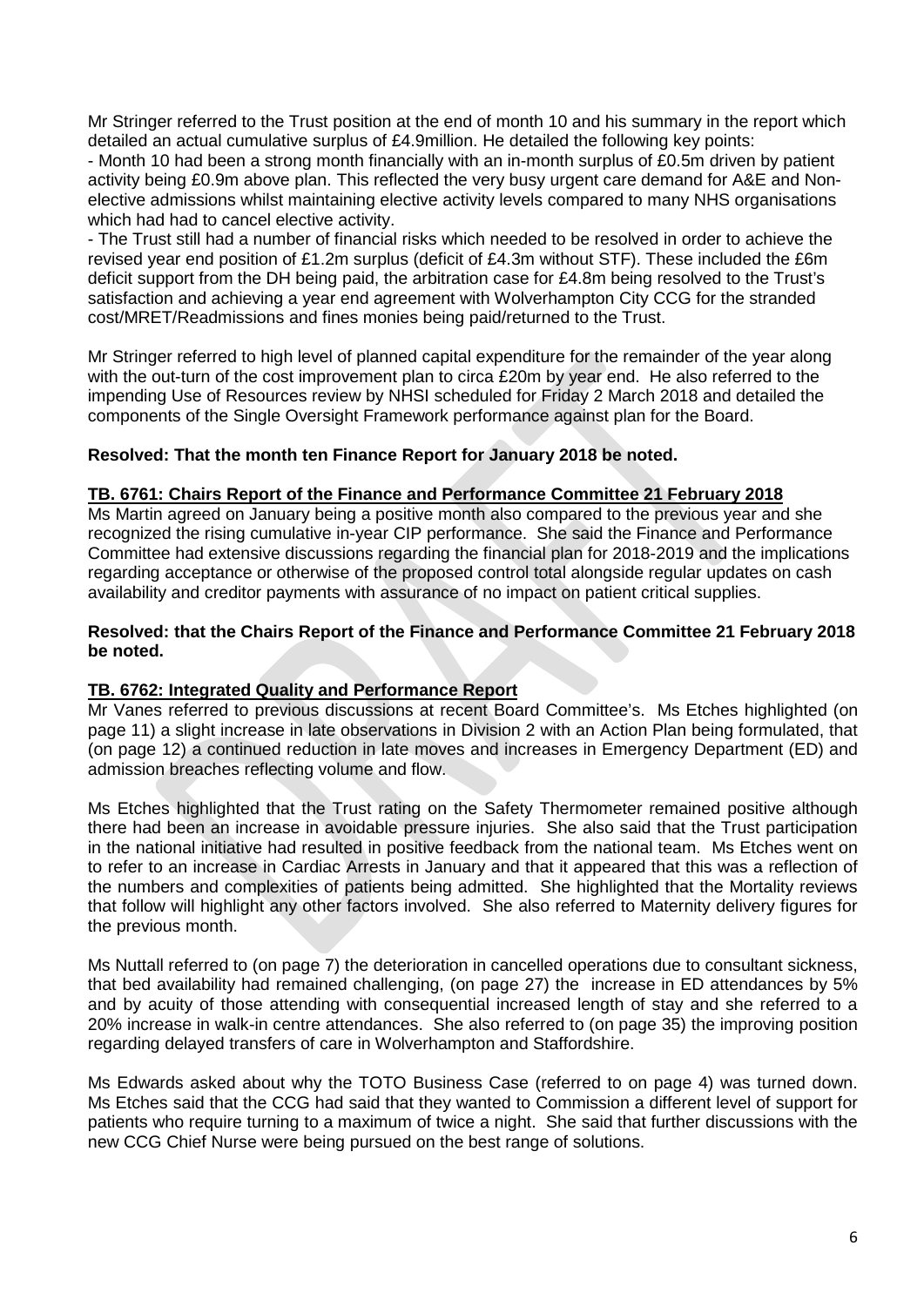Mr Stringer referred to the Trust position at the end of month 10 and his summary in the report which detailed an actual cumulative surplus of £4.9million. He detailed the following key points:

- Month 10 had been a strong month financially with an in-month surplus of £0.5m driven by patient activity being £0.9m above plan. This reflected the very busy urgent care demand for A&E and Non-elective admissions whilst maintaining elective activity levels compared to many NHS organisations which had had to cancel elective activity.
- The Trust still had a number of financial risks which needed to be resolved in order to achieve the revised year end position of £1.2m surplus (deficit of £4.3m without STF). These included the £6m deficit support from the DH being paid, the arbitration case for £4.8m being resolved to the Trust's satisfaction and achieving a year end agreement with Wolverhampton City CCG for the stranded cost/MRET/Readmissions and fines monies being paid/returned to the Trust.

Mr Stringer referred to high level of planned capital expenditure for the remainder of the year along with the out-turn of the cost improvement plan to circa £20m by year end. He also referred to the impending Use of Resources review by NHSI scheduled for Friday 2 March 2018 and detailed the components of the Single Oversight Framework performance against plan for the Board.

**Resolved: That the month ten Finance Report for January 2018 be noted.**

**TB. 6761: Chairs Report of the Finance and Performance Committee 21 February 2018**

Ms Martin agreed on January being a positive month also compared to the previous year and she recognized the rising cumulative in-year CIP performance. She said the Finance and Performance Committee had extensive discussions regarding the financial plan for 2018-2019 and the implications regarding acceptance or otherwise of the proposed control total alongside regular updates on cash availability and creditor payments with assurance of no impact on patient critical supplies.

**Resolved: that the Chairs Report of the Finance and Performance Committee 21 February 2018 be noted.**

**TB. 6762: Integrated Quality and Performance Report**

Mr Vanes referred to previous discussions at recent Board Committee's. Ms Etches highlighted (on page 11) a slight increase in late observations in Division 2 with an Action Plan being formulated, that (on page 12) a continued reduction in late moves and increases in Emergency Department (ED) and admission breaches reflecting volume and flow.

Ms Etches highlighted that the Trust rating on the Safety Thermometer remained positive although there had been an increase in avoidable pressure injuries. She also said that the Trust participation in the national initiative had resulted in positive feedback from the national team. Ms Etches went on to refer to an increase in Cardiac Arrests in January and that it appeared that this was a reflection of the numbers and complexities of patients being admitted. She highlighted that the Mortality reviews that follow will highlight any other factors involved. She also referred to Maternity delivery figures for the previous month.

Ms Nuttall referred to (on page 7) the deterioration in cancelled operations due to consultant sickness, that bed availability had remained challenging, (on page 27) the increase in ED attendances by 5% and by acuity of those attending with consequential increased length of stay and she referred to a 20% increase in walk-in centre attendances. She also referred to (on page 35) the improving position regarding delayed transfers of care in Wolverhampton and Staffordshire.

Ms Edwards asked about why the TOTO Business Case (referred to on page 4) was turned down. Ms Etches said that the CCG had said that they wanted to Commission a different level of support for patients who require turning to a maximum of twice a night. She said that further discussions with the new CCG Chief Nurse were being pursued on the best range of solutions.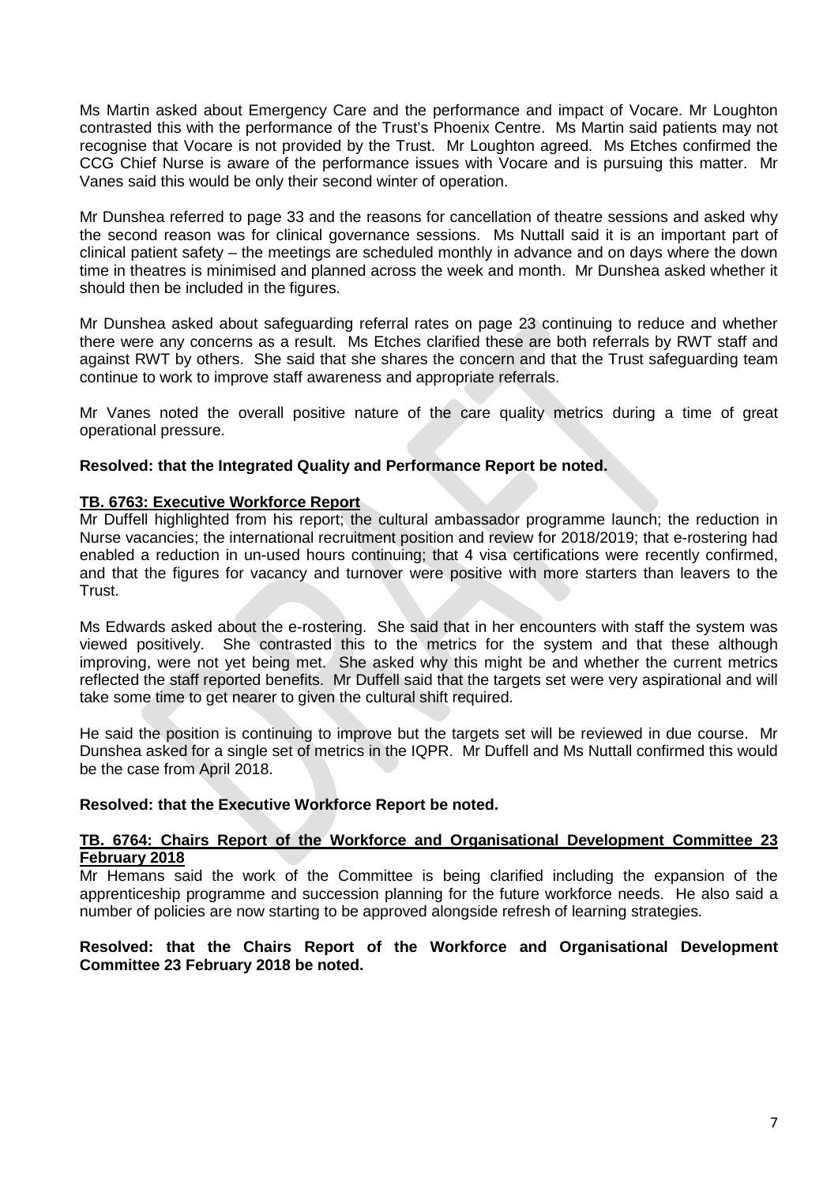Ms Martin asked about Emergency Care and the performance and impact of Vocare. Mr Loughton contrasted this with the performance of the Trust's Phoenix Centre. Ms Martin said patients may not recognise that Vocare is not provided by the Trust. Mr Loughton agreed. Ms Etches confirmed the CCG Chief Nurse is aware of the performance issues with Vocare and is pursuing this matter. Mr Vanes said this would be only their second winter of operation.

Mr Dunshea referred to page 33 and the reasons for cancellation of theatre sessions and asked why the second reason was for clinical governance sessions. Ms Nuttall said it is an important part of clinical patient safety – the meetings are scheduled monthly in advance and on days where the down time in theatres is minimised and planned across the week and month. Mr Dunshea asked whether it should then be included in the figures.

Mr Dunshea asked about safeguarding referral rates on page 23 continuing to reduce and whether there were any concerns as a result. Ms Etches clarified these are both referrals by RWT staff and against RWT by others. She said that she shares the concern and that the Trust safeguarding team continue to work to improve staff awareness and appropriate referrals.

Mr Vanes noted the overall positive nature of the care quality metrics during a time of great operational pressure.

**Resolved: that the Integrated Quality and Performance Report be noted.**

**TB. 6763: Executive Workforce Report**

Mr Duffell highlighted from his report; the cultural ambassador programme launch; the reduction in Nurse vacancies; the international recruitment position and review for 2018/2019; that e-rostering had enabled a reduction in un-used hours continuing; that 4 visa certifications were recently confirmed, and that the figures for vacancy and turnover were positive with more starters than leavers to the Trust.

Ms Edwards asked about the e-rostering. She said that in her encounters with staff the system was viewed positively. She contrasted this to the metrics for the system and that these although improving, were not yet being met. She asked why this might be and whether the current metrics reflected the staff reported benefits. Mr Duffell said that the targets set were very aspirational and will take some time to get nearer to given the cultural shift required.

He said the position is continuing to improve but the targets set will be reviewed in due course. Mr Dunshea asked for a single set of metrics in the IQPR. Mr Duffell and Ms Nuttall confirmed this would be the case from April 2018.

**Resolved: that the Executive Workforce Report be noted.**

**TB. 6764: Chairs Report of the Workforce and Organisational Development Committee 23 February 2018**

Mr Hemans said the work of the Committee is being clarified including the expansion of the apprenticeship programme and succession planning for the future workforce needs. He also said a number of policies are now starting to be approved alongside refresh of learning strategies.

**Resolved: that the Chairs Report of the Workforce and Organisational Development Committee 23 February 2018 be noted.**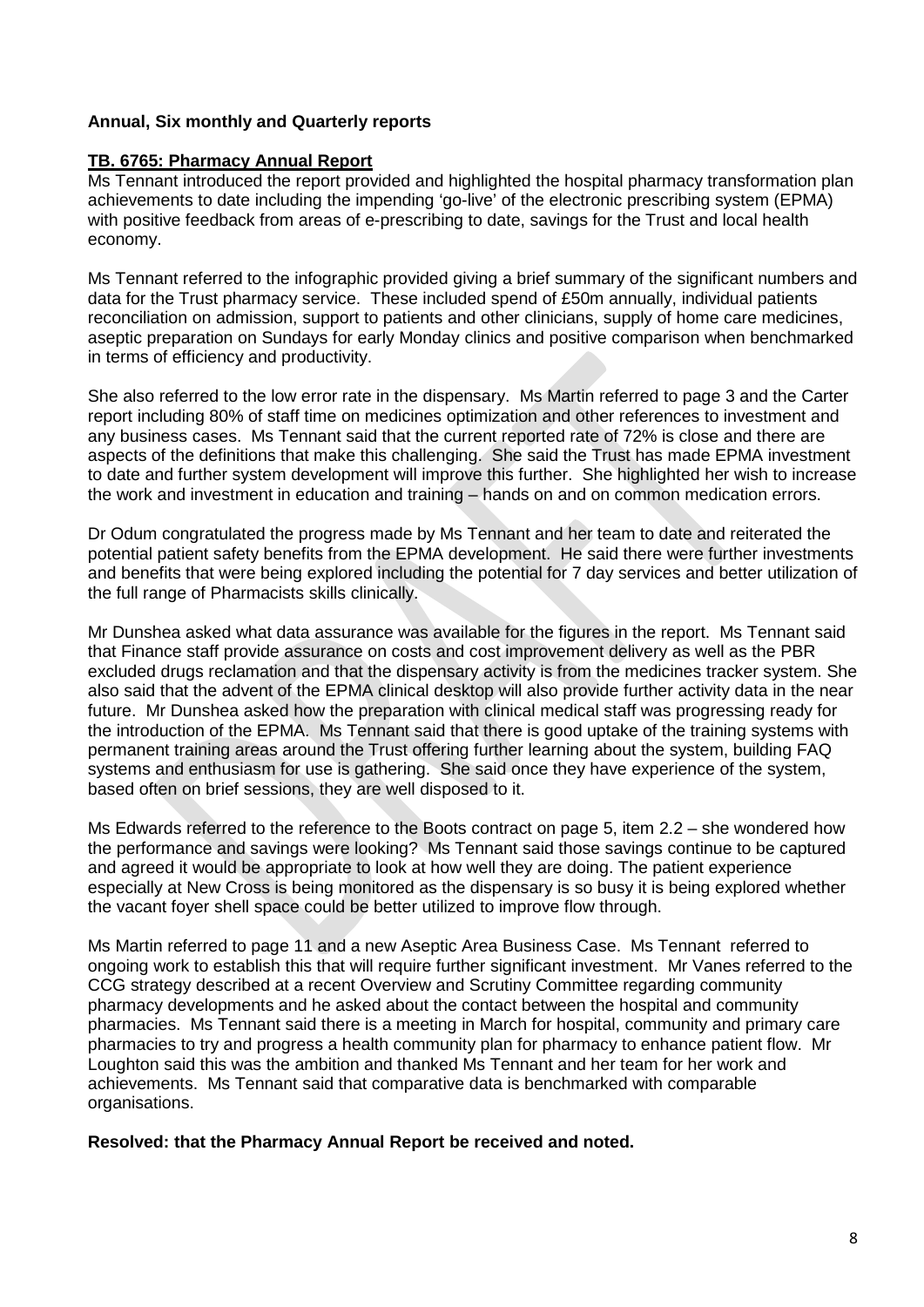**Annual, Six monthly and Quarterly reports**

**TB. 6765: Pharmacy Annual Report**

Ms Tennant introduced the report provided and highlighted the hospital pharmacy transformation plan achievements to date including the impending 'go-live' of the electronic prescribing system (EPMA) with positive feedback from areas of e-prescribing to date, savings for the Trust and local health economy.

Ms Tennant referred to the infographic provided giving a brief summary of the significant numbers and data for the Trust pharmacy service. These included spend of £50m annually, individual patients reconciliation on admission, support to patients and other clinicians, supply of home care medicines, aseptic preparation on Sundays for early Monday clinics and positive comparison when benchmarked in terms of efficiency and productivity.

She also referred to the low error rate in the dispensary. Ms Martin referred to page 3 and the Carter report including 80% of staff time on medicines optimization and other references to investment and any business cases. Ms Tennant said that the current reported rate of 72% is close and there are aspects of the definitions that make this challenging. She said the Trust has made EPMA investment to date and further system development will improve this further. She highlighted her wish to increase the work and investment in education and training – hands on and on common medication errors.

Dr Odum congratulated the progress made by Ms Tennant and her team to date and reiterated the potential patient safety benefits from the EPMA development. He said there were further investments and benefits that were being explored including the potential for 7 day services and better utilization of the full range of Pharmacists skills clinically.

Mr Dunshea asked what data assurance was available for the figures in the report. Ms Tennant said that Finance staff provide assurance on costs and cost improvement delivery as well as the PBR excluded drugs reclamation and that the dispensary activity is from the medicines tracker system. She also said that the advent of the EPMA clinical desktop will also provide further activity data in the near future. Mr Dunshea asked how the preparation with clinical medical staff was progressing ready for the introduction of the EPMA. Ms Tennant said that there is good uptake of the training systems with permanent training areas around the Trust offering further learning about the system, building FAQ systems and enthusiasm for use is gathering. She said once they have experience of the system, based often on brief sessions, they are well disposed to it.

Ms Edwards referred to the reference to the Boots contract on page 5, item 2.2 – she wondered how the performance and savings were looking? Ms Tennant said those savings continue to be captured and agreed it would be appropriate to look at how well they are doing. The patient experience especially at New Cross is being monitored as the dispensary is so busy it is being explored whether the vacant foyer shell space could be better utilized to improve flow through.

Ms Martin referred to page 11 and a new Aseptic Area Business Case. Ms Tennant referred to ongoing work to establish this that will require further significant investment. Mr Vanes referred to the CCG strategy described at a recent Overview and Scrutiny Committee regarding community pharmacy developments and he asked about the contact between the hospital and community pharmacies. Ms Tennant said there is a meeting in March for hospital, community and primary care pharmacies to try and progress a health community plan for pharmacy to enhance patient flow. Mr Loughton said this was the ambition and thanked Ms Tennant and her team for her work and achievements. Ms Tennant said that comparative data is benchmarked with comparable organisations.

**Resolved: that the Pharmacy Annual Report be received and noted.**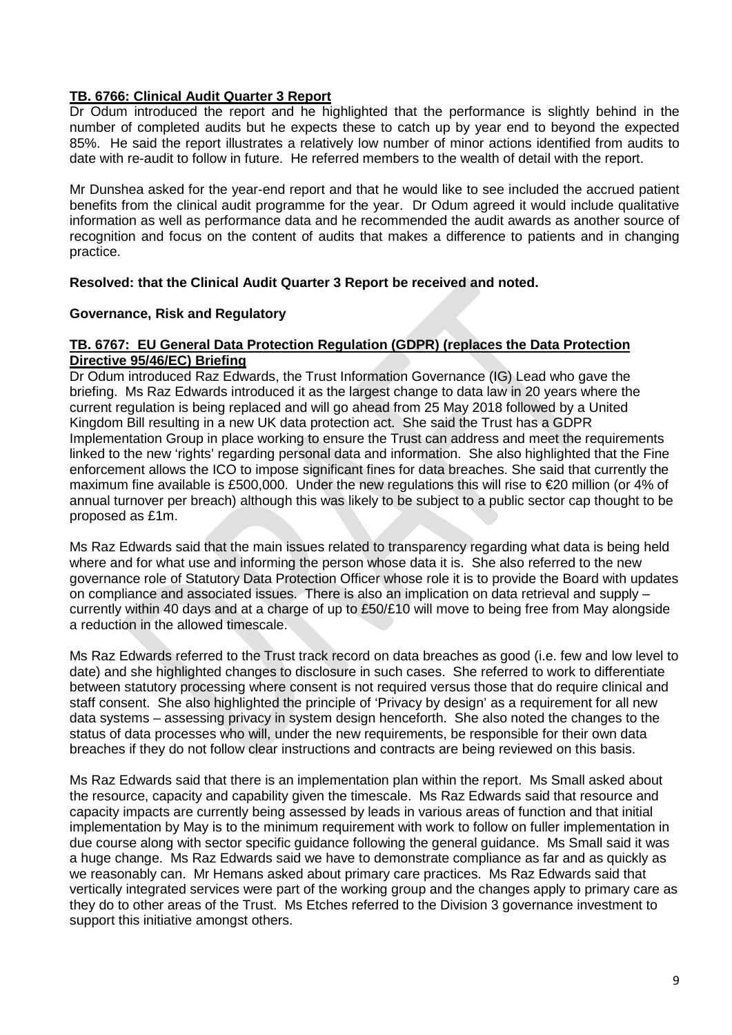**TB. 6766: Clinical Audit Quarter 3 Report**

Dr Odum introduced the report and he highlighted that the performance is slightly behind in the number of completed audits but he expects these to catch up by year end to beyond the expected 85%. He said the report illustrates a relatively low number of minor actions identified from audits to date with re-audit to follow in future. He referred members to the wealth of detail with the report.

Mr Dunshea asked for the year-end report and that he would like to see included the accrued patient benefits from the clinical audit programme for the year. Dr Odum agreed it would include qualitative information as well as performance data and he recommended the audit awards as another source of recognition and focus on the content of audits that makes a difference to patients and in changing practice.

**Resolved: that the Clinical Audit Quarter 3 Report be received and noted.**

**Governance, Risk and Regulatory**

**TB. 6767: EU General Data Protection Regulation (GDPR) (replaces the Data Protection Directive 95/46/EC) Briefing**

Dr Odum introduced Raz Edwards, the Trust Information Governance (IG) Lead who gave the briefing. Ms Raz Edwards introduced it as the largest change to data law in 20 years where the current regulation is being replaced and will go ahead from 25 May 2018 followed by a United Kingdom Bill resulting in a new UK data protection act. She said the Trust has a GDPR Implementation Group in place working to ensure the Trust can address and meet the requirements linked to the new 'rights' regarding personal data and information. She also highlighted that the Fine enforcement allows the ICO to impose significant fines for data breaches. She said that currently the maximum fine available is £500,000. Under the new regulations this will rise to €20 million (or 4% of annual turnover per breach) although this was likely to be subject to a public sector cap thought to be proposed as £1m.

Ms Raz Edwards said that the main issues related to transparency regarding what data is being held where and for what use and informing the person whose data it is. She also referred to the new governance role of Statutory Data Protection Officer whose role it is to provide the Board with updates on compliance and associated issues. There is also an implication on data retrieval and supply – currently within 40 days and at a charge of up to £50/£10 will move to being free from May alongside a reduction in the allowed timescale.

Ms Raz Edwards referred to the Trust track record on data breaches as good (i.e. few and low level to date) and she highlighted changes to disclosure in such cases. She referred to work to differentiate between statutory processing where consent is not required versus those that do require clinical and staff consent. She also highlighted the principle of 'Privacy by design' as a requirement for all new data systems – assessing privacy in system design henceforth. She also noted the changes to the status of data processes who will, under the new requirements, be responsible for their own data breaches if they do not follow clear instructions and contracts are being reviewed on this basis.

Ms Raz Edwards said that there is an implementation plan within the report. Ms Small asked about the resource, capacity and capability given the timescale. Ms Raz Edwards said that resource and capacity impacts are currently being assessed by leads in various areas of function and that initial implementation by May is to the minimum requirement with work to follow on fuller implementation in due course along with sector specific guidance following the general guidance. Ms Small said it was a huge change. Ms Raz Edwards said we have to demonstrate compliance as far and as quickly as we reasonably can. Mr Hemans asked about primary care practices. Ms Raz Edwards said that vertically integrated services were part of the working group and the changes apply to primary care as they do to other areas of the Trust. Ms Etches referred to the Division 3 governance investment to support this initiative amongst others.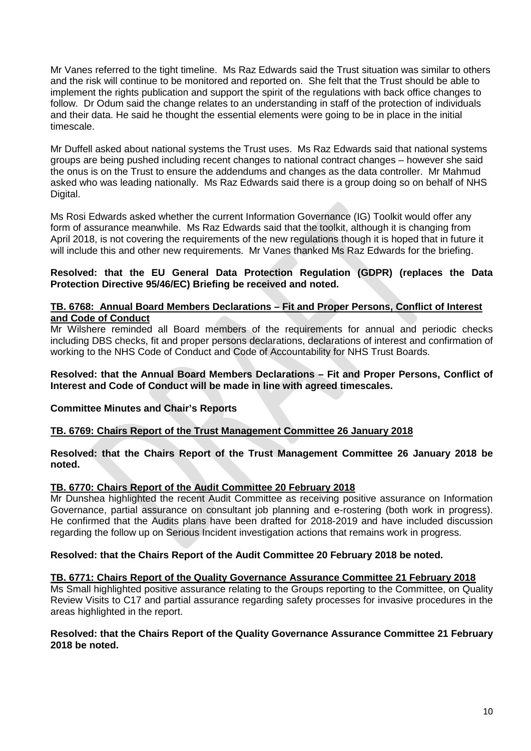Mr Vanes referred to the tight timeline. Ms Raz Edwards said the Trust situation was similar to others and the risk will continue to be monitored and reported on. She felt that the Trust should be able to implement the rights publication and support the spirit of the regulations with back office changes to follow. Dr Odum said the change relates to an understanding in staff of the protection of individuals and their data. He said he thought the essential elements were going to be in place in the initial timescale.

Mr Duffell asked about national systems the Trust uses. Ms Raz Edwards said that national systems groups are being pushed including recent changes to national contract changes – however she said the onus is on the Trust to ensure the addendums and changes as the data controller. Mr Mahmud asked who was leading nationally. Ms Raz Edwards said there is a group doing so on behalf of NHS Digital.

Ms Rosi Edwards asked whether the current Information Governance (IG) Toolkit would offer any form of assurance meanwhile. Ms Raz Edwards said that the toolkit, although it is changing from April 2018, is not covering the requirements of the new regulations though it is hoped that in future it will include this and other new requirements. Mr Vanes thanked Ms Raz Edwards for the briefing.

**Resolved: that the EU General Data Protection Regulation (GDPR) (replaces the Data Protection Directive 95/46/EC) Briefing be received and noted.**

**TB. 6768: Annual Board Members Declarations – Fit and Proper Persons, Conflict of Interest and Code of Conduct**

Mr Wilshere reminded all Board members of the requirements for annual and periodic checks including DBS checks, fit and proper persons declarations, declarations of interest and confirmation of working to the NHS Code of Conduct and Code of Accountability for NHS Trust Boards.

**Resolved: that the Annual Board Members Declarations – Fit and Proper Persons, Conflict of Interest and Code of Conduct will be made in line with agreed timescales.**

**Committee Minutes and Chair's Reports**

**TB. 6769: Chairs Report of the Trust Management Committee 26 January 2018**

**Resolved: that the Chairs Report of the Trust Management Committee 26 January 2018 be noted.**

**TB. 6770: Chairs Report of the Audit Committee 20 February 2018**

Mr Dunshea highlighted the recent Audit Committee as receiving positive assurance on Information Governance, partial assurance on consultant job planning and e-rostering (both work in progress). He confirmed that the Audits plans have been drafted for 2018-2019 and have included discussion regarding the follow up on Serious Incident investigation actions that remains work in progress.

**Resolved: that the Chairs Report of the Audit Committee 20 February 2018 be noted.**

**TB. 6771: Chairs Report of the Quality Governance Assurance Committee 21 February 2018**

Ms Small highlighted positive assurance relating to the Groups reporting to the Committee, on Quality Review Visits to C17 and partial assurance regarding safety processes for invasive procedures in the areas highlighted in the report.

**Resolved: that the Chairs Report of the Quality Governance Assurance Committee 21 February 2018 be noted.**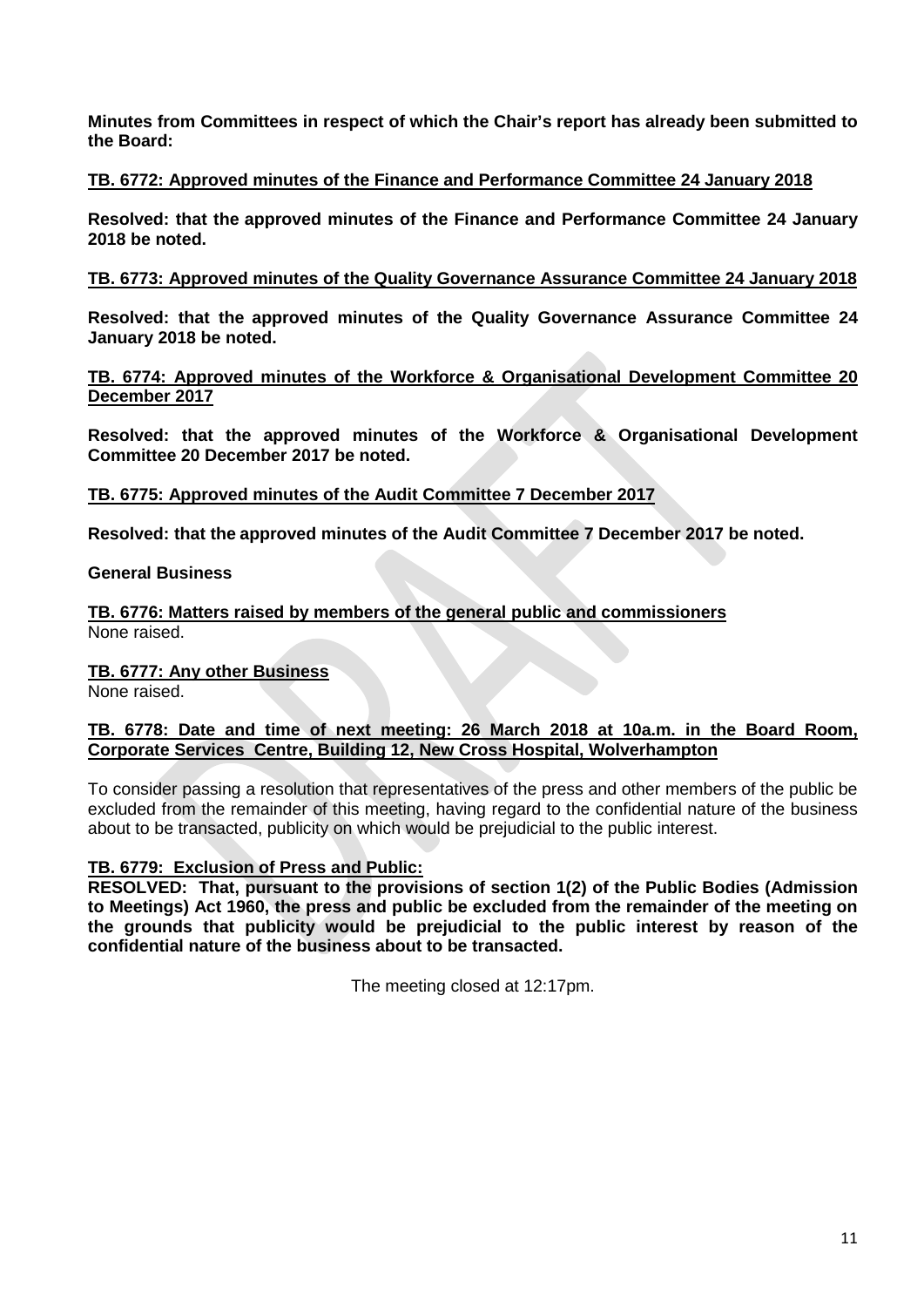**Minutes from Committees in respect of which the Chair's report has already been submitted to the Board:**

**TB. 6772: Approved minutes of the Finance and Performance Committee 24 January 2018**

**Resolved: that the approved minutes of the Finance and Performance Committee 24 January 2018 be noted.**

**TB. 6773: Approved minutes of the Quality Governance Assurance Committee 24 January 2018**

**Resolved: that the approved minutes of the Quality Governance Assurance Committee 24 January 2018 be noted.**

**TB. 6774: Approved minutes of the Workforce & Organisational Development Committee 20 December 2017**

**Resolved: that the approved minutes of the Workforce & Organisational Development Committee 20 December 2017 be noted.**

**TB. 6775: Approved minutes of the Audit Committee 7 December 2017**

**Resolved: that the approved minutes of the Audit Committee 7 December 2017 be noted.**

**General Business**

**TB. 6776: Matters raised by members of the general public and commissioners**
None raised.

**TB. 6777: Any other Business**
None raised.

**TB. 6778: Date and time of next meeting: 26 March 2018 at 10a.m. in the Board Room, Corporate Services Centre, Building 12, New Cross Hospital, Wolverhampton**

To consider passing a resolution that representatives of the press and other members of the public be excluded from the remainder of this meeting, having regard to the confidential nature of the business about to be transacted, publicity on which would be prejudicial to the public interest.

**TB. 6779: Exclusion of Press and Public:**
**RESOLVED: That, pursuant to the provisions of section 1(2) of the Public Bodies (Admission to Meetings) Act 1960, the press and public be excluded from the remainder of the meeting on the grounds that publicity would be prejudicial to the public interest by reason of the confidential nature of the business about to be transacted.**

The meeting closed at 12:17pm.